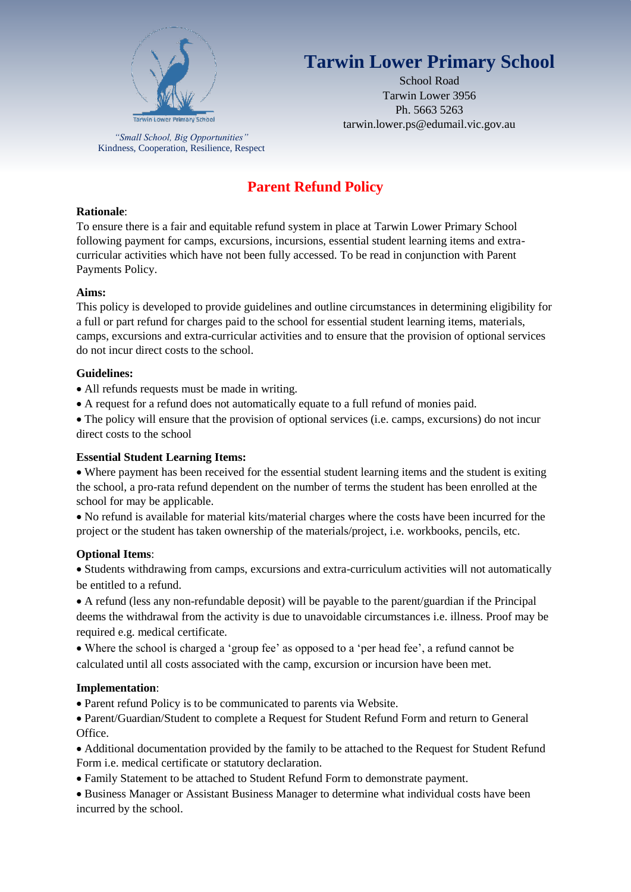# Tarwin Lower Primary School

School Road
Tarwin Lower 3956
Ph. 5663 5263
tarwin.lower.ps@edumail.vic.gov.au

*"Small School, Big Opportunities"*
Kindness, Cooperation, Resilience, Respect

## Parent Refund Policy

**Rationale**:
To ensure there is a fair and equitable refund system in place at Tarwin Lower Primary School following payment for camps, excursions, incursions, essential student learning items and extra-curricular activities which have not been fully accessed. To be read in conjunction with Parent Payments Policy.

**Aims:**
This policy is developed to provide guidelines and outline circumstances in determining eligibility for a full or part refund for charges paid to the school for essential student learning items, materials, camps, excursions and extra-curricular activities and to ensure that the provision of optional services do not incur direct costs to the school.

**Guidelines:**
- All refunds requests must be made in writing.
- A request for a refund does not automatically equate to a full refund of monies paid.
- The policy will ensure that the provision of optional services (i.e. camps, excursions) do not incur direct costs to the school

**Essential Student Learning Items:**
- Where payment has been received for the essential student learning items and the student is exiting the school, a pro-rata refund dependent on the number of terms the student has been enrolled at the school for may be applicable.
- No refund is available for material kits/material charges where the costs have been incurred for the project or the student has taken ownership of the materials/project, i.e. workbooks, pencils, etc.

**Optional Items**:
- Students withdrawing from camps, excursions and extra-curriculum activities will not automatically be entitled to a refund.
- A refund (less any non-refundable deposit) will be payable to the parent/guardian if the Principal deems the withdrawal from the activity is due to unavoidable circumstances i.e. illness. Proof may be required e.g. medical certificate.
- Where the school is charged a 'group fee' as opposed to a 'per head fee', a refund cannot be calculated until all costs associated with the camp, excursion or incursion have been met.

**Implementation**:
- Parent refund Policy is to be communicated to parents via Website.
- Parent/Guardian/Student to complete a Request for Student Refund Form and return to General Office.
- Additional documentation provided by the family to be attached to the Request for Student Refund Form i.e. medical certificate or statutory declaration.
- Family Statement to be attached to Student Refund Form to demonstrate payment.
- Business Manager or Assistant Business Manager to determine what individual costs have been incurred by the school.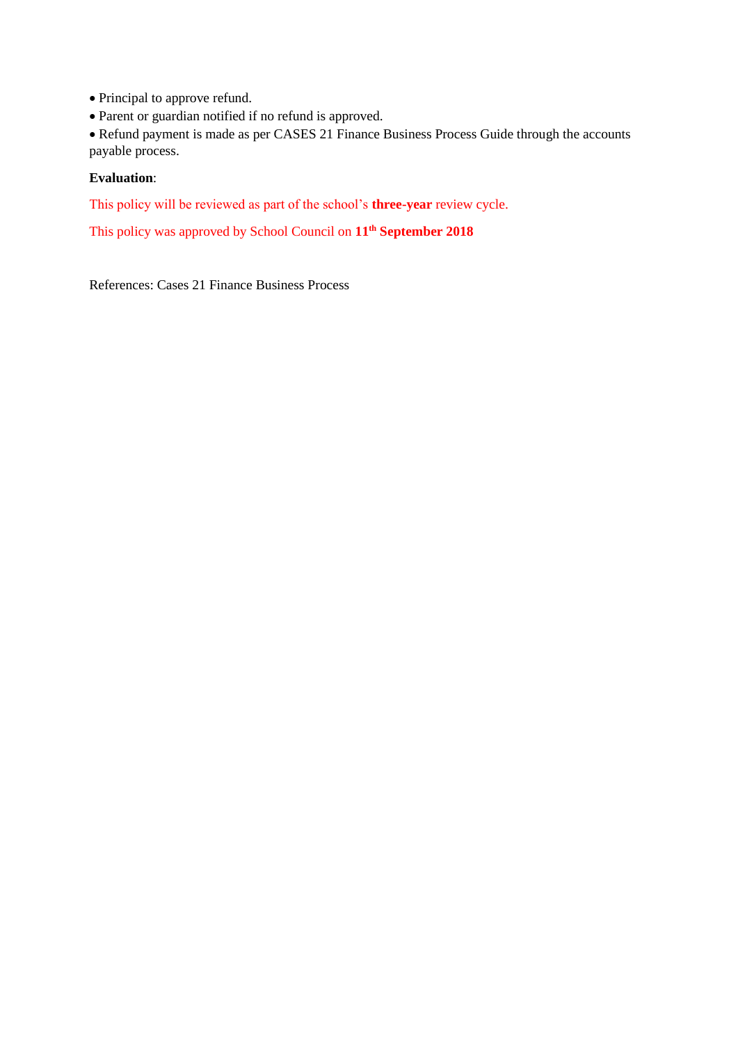- Principal to approve refund.
- Parent or guardian notified if no refund is approved.
- Refund payment is made as per CASES 21 Finance Business Process Guide through the accounts payable process.

**Evaluation**:

This policy will be reviewed as part of the school's **three-year** review cycle.

This policy was approved by School Council on **11th September 2018**

References: Cases 21 Finance Business Process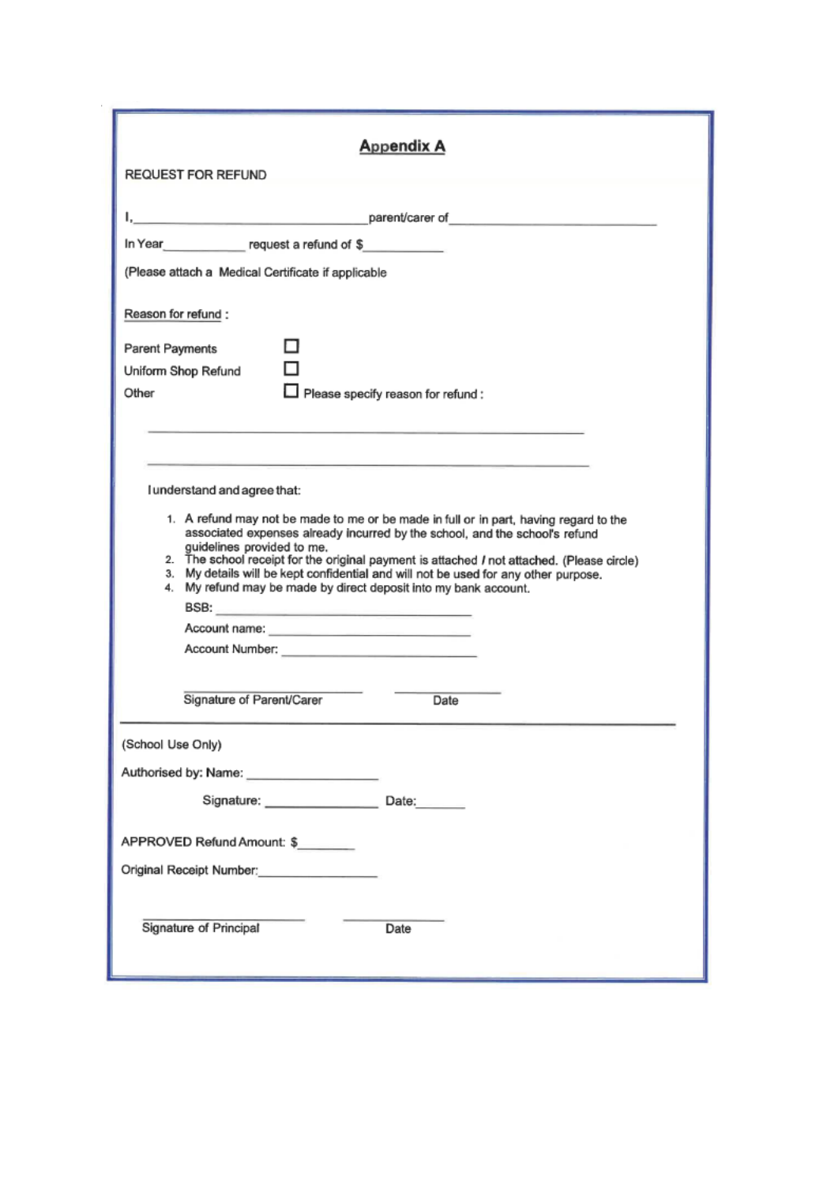## Appendix A

REQUEST FOR REFUND

I,_______________________________parent/carer of_______________________________

In Year___________ request a refund of $___________

(Please attach a Medical Certificate if applicable

Reason for refund :

Parent Payments ☐

Uniform Shop Refund ☐

Other ☐ Please specify reason for refund :

_______________________________________________________________

_______________________________________________________________

I understand and agree that:

1. A refund may not be made to me or be made in full or in part, having regard to the associated expenses already incurred by the school, and the school's refund guidelines provided to me.
2. The school receipt for the original payment is attached / not attached. (Please circle)
3. My details will be kept confidential and will not be used for any other purpose.
4. My refund may be made by direct deposit into my bank account.

   BSB: ______________________________

   Account name: ______________________________

   Account Number: ______________________________

______________________ ______________
Signature of Parent/Carer Date

---

(School Use Only)

Authorised by: Name: ____________________

Signature: ________________ Date:_______

APPROVED Refund Amount: $________

Original Receipt Number:_______________

______________________ ______________
Signature of Principal Date